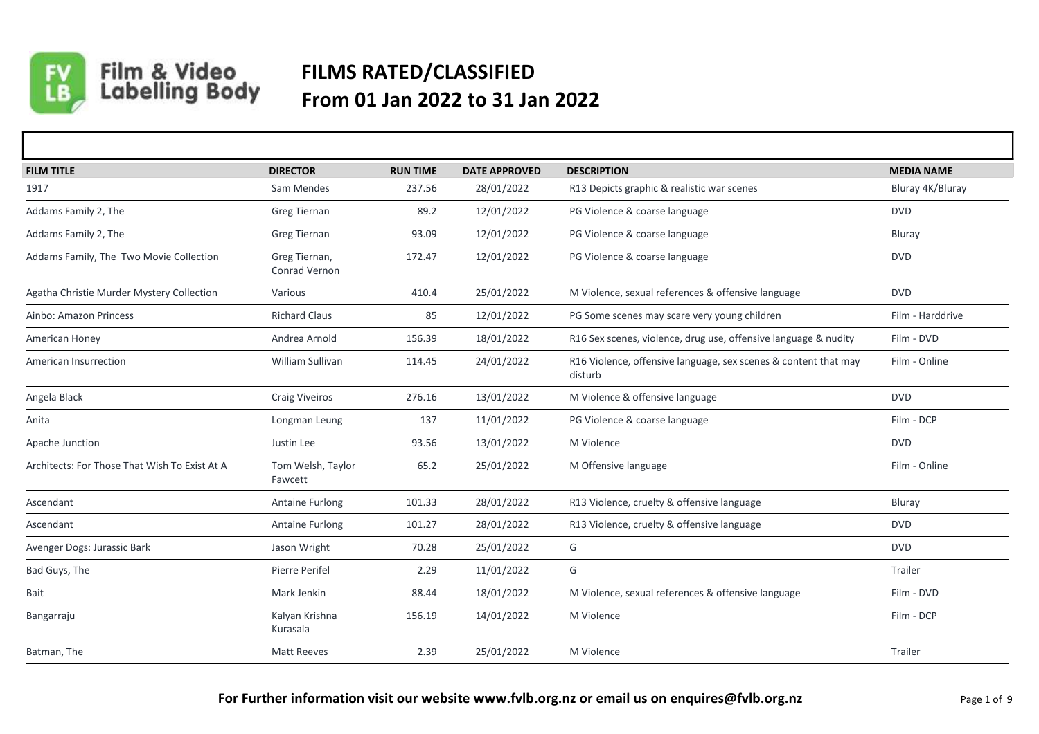# FILMS RATED/CLASSIFIED
## From 01 Jan 2022 to 31 Jan 2022

| FILM TITLE | DIRECTOR | RUN TIME | DATE APPROVED | DESCRIPTION | MEDIA NAME |
|---|---|---|---|---|---|
| 1917 | Sam Mendes | 237.56 | 28/01/2022 | R13 Depicts graphic & realistic war scenes | Bluray 4K/Bluray |
| Addams Family 2, The | Greg Tiernan | 89.2 | 12/01/2022 | PG Violence & coarse language | DVD |
| Addams Family 2, The | Greg Tiernan | 93.09 | 12/01/2022 | PG Violence & coarse language | Bluray |
| Addams Family, The Two Movie Collection | Greg Tiernan, Conrad Vernon | 172.47 | 12/01/2022 | PG Violence & coarse language | DVD |
| Agatha Christie Murder Mystery Collection | Various | 410.4 | 25/01/2022 | M Violence, sexual references & offensive language | DVD |
| Ainbo: Amazon Princess | Richard Claus | 85 | 12/01/2022 | PG Some scenes may scare very young children | Film - Harddrive |
| American Honey | Andrea Arnold | 156.39 | 18/01/2022 | R16 Sex scenes, violence, drug use, offensive language & nudity | Film - DVD |
| American Insurrection | William Sullivan | 114.45 | 24/01/2022 | R16 Violence, offensive language, sex scenes & content that may disturb | Film - Online |
| Angela Black | Craig Viveiros | 276.16 | 13/01/2022 | M Violence & offensive language | DVD |
| Anita | Longman Leung | 137 | 11/01/2022 | PG Violence & coarse language | Film - DCP |
| Apache Junction | Justin Lee | 93.56 | 13/01/2022 | M Violence | DVD |
| Architects: For Those That Wish To Exist At A | Tom Welsh, Taylor Fawcett | 65.2 | 25/01/2022 | M Offensive language | Film - Online |
| Ascendant | Antaine Furlong | 101.33 | 28/01/2022 | R13 Violence, cruelty & offensive language | Bluray |
| Ascendant | Antaine Furlong | 101.27 | 28/01/2022 | R13 Violence, cruelty & offensive language | DVD |
| Avenger Dogs: Jurassic Bark | Jason Wright | 70.28 | 25/01/2022 | G | DVD |
| Bad Guys, The | Pierre Perifel | 2.29 | 11/01/2022 | G | Trailer |
| Bait | Mark Jenkin | 88.44 | 18/01/2022 | M Violence, sexual references & offensive language | Film - DVD |
| Bangarraju | Kalyan Krishna Kurasala | 156.19 | 14/01/2022 | M Violence | Film - DCP |
| Batman, The | Matt Reeves | 2.39 | 25/01/2022 | M Violence | Trailer |

**For Further information visit our website www.fvlb.org.nz or email us on enquires@fvlb.org.nz**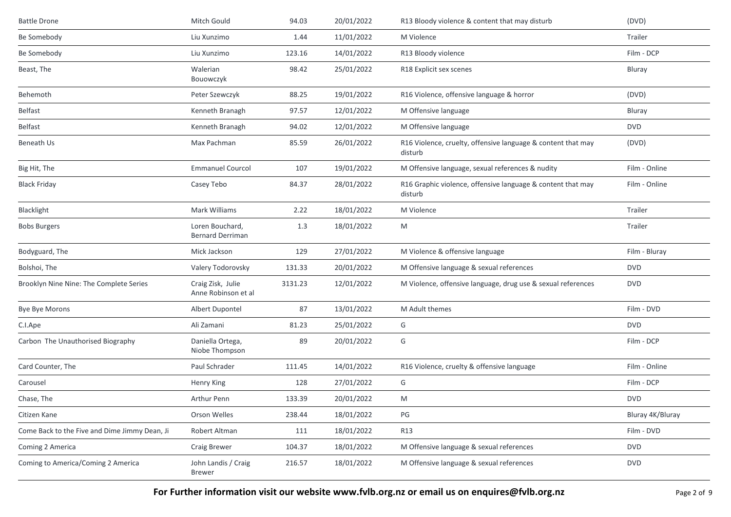| | | | | | |
|---|---|---|---|---|---|
| Battle Drone | Mitch Gould | 94.03 | 20/01/2022 | R13 Bloody violence & content that may disturb | (DVD) |
| Be Somebody | Liu Xunzimo | 1.44 | 11/01/2022 | M Violence | Trailer |
| Be Somebody | Liu Xunzimo | 123.16 | 14/01/2022 | R13 Bloody violence | Film - DCP |
| Beast, The | Walerian Bouowczyk | 98.42 | 25/01/2022 | R18 Explicit sex scenes | Bluray |
| Behemoth | Peter Szewczyk | 88.25 | 19/01/2022 | R16 Violence, offensive language & horror | (DVD) |
| Belfast | Kenneth Branagh | 97.57 | 12/01/2022 | M Offensive language | Bluray |
| Belfast | Kenneth Branagh | 94.02 | 12/01/2022 | M Offensive language | DVD |
| Beneath Us | Max Pachman | 85.59 | 26/01/2022 | R16 Violence, cruelty, offensive language & content that may disturb | (DVD) |
| Big Hit, The | Emmanuel Courcol | 107 | 19/01/2022 | M Offensive language, sexual references & nudity | Film - Online |
| Black Friday | Casey Tebo | 84.37 | 28/01/2022 | R16 Graphic violence, offensive language & content that may disturb | Film - Online |
| Blacklight | Mark Williams | 2.22 | 18/01/2022 | M Violence | Trailer |
| Bobs Burgers | Loren Bouchard, Bernard Derriman | 1.3 | 18/01/2022 | M | Trailer |
| Bodyguard, The | Mick Jackson | 129 | 27/01/2022 | M Violence & offensive language | Film - Bluray |
| Bolshoi, The | Valery Todorovsky | 131.33 | 20/01/2022 | M Offensive language & sexual references | DVD |
| Brooklyn Nine Nine: The Complete Series | Craig Zisk, Julie Anne Robinson et al | 3131.23 | 12/01/2022 | M Violence, offensive language, drug use & sexual references | DVD |
| Bye Bye Morons | Albert Dupontel | 87 | 13/01/2022 | M Adult themes | Film - DVD |
| C.I.Ape | Ali Zamani | 81.23 | 25/01/2022 | G | DVD |
| Carbon The Unauthorised Biography | Daniella Ortega, Niobe Thompson | 89 | 20/01/2022 | G | Film - DCP |
| Card Counter, The | Paul Schrader | 111.45 | 14/01/2022 | R16 Violence, cruelty & offensive language | Film - Online |
| Carousel | Henry King | 128 | 27/01/2022 | G | Film - DCP |
| Chase, The | Arthur Penn | 133.39 | 20/01/2022 | M | DVD |
| Citizen Kane | Orson Welles | 238.44 | 18/01/2022 | PG | Bluray 4K/Bluray |
| Come Back to the Five and Dime Jimmy Dean, Ji | Robert Altman | 111 | 18/01/2022 | R13 | Film - DVD |
| Coming 2 America | Craig Brewer | 104.37 | 18/01/2022 | M Offensive language & sexual references | DVD |
| Coming to America/Coming 2 America | John Landis / Craig Brewer | 216.57 | 18/01/2022 | M Offensive language & sexual references | DVD |

**For Further information visit our website www.fvlb.org.nz or email us on enquires@fvlb.org.nz**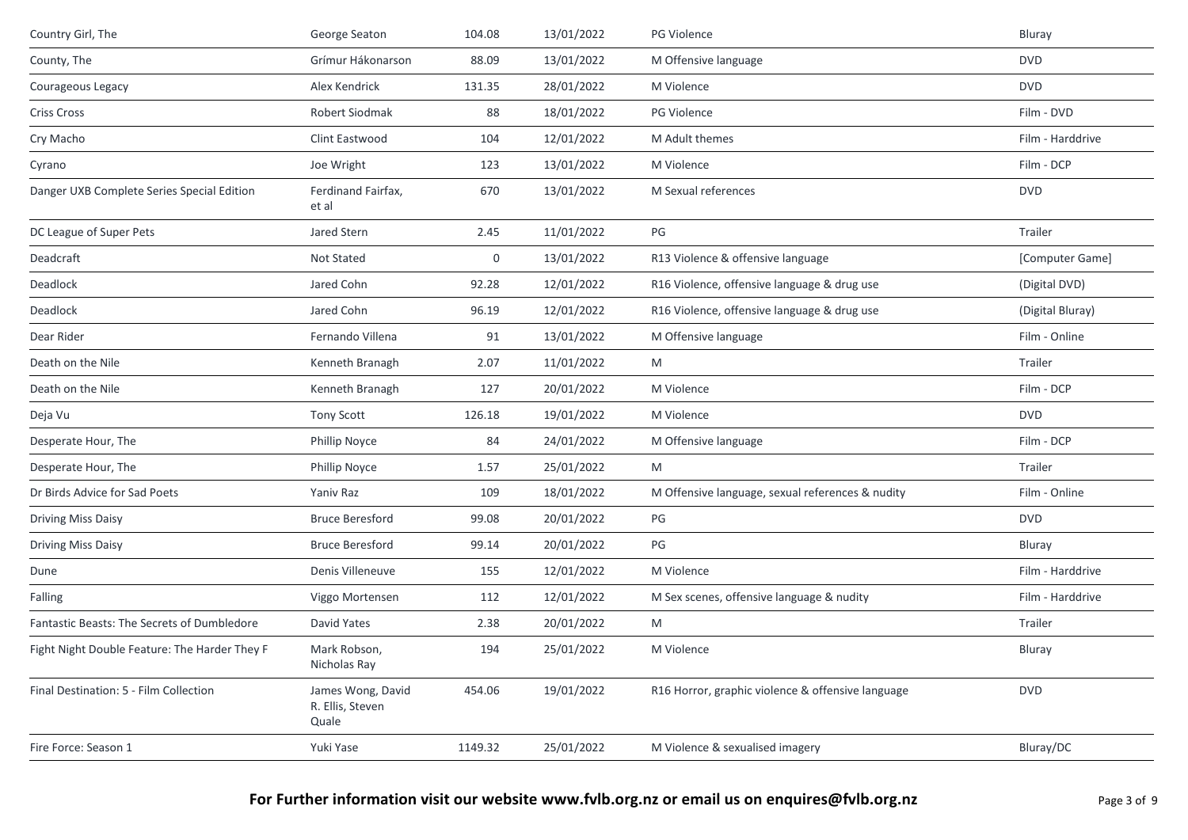| | | | | | |
|---|---|---|---|---|---|
| Country Girl, The | George Seaton | 104.08 | 13/01/2022 | PG Violence | Bluray |
| County, The | Grímur Hákonarson | 88.09 | 13/01/2022 | M Offensive language | DVD |
| Courageous Legacy | Alex Kendrick | 131.35 | 28/01/2022 | M Violence | DVD |
| Criss Cross | Robert Siodmak | 88 | 18/01/2022 | PG Violence | Film - DVD |
| Cry Macho | Clint Eastwood | 104 | 12/01/2022 | M Adult themes | Film - Harddrive |
| Cyrano | Joe Wright | 123 | 13/01/2022 | M Violence | Film - DCP |
| Danger UXB Complete Series Special Edition | Ferdinand Fairfax, et al | 670 | 13/01/2022 | M Sexual references | DVD |
| DC League of Super Pets | Jared Stern | 2.45 | 11/01/2022 | PG | Trailer |
| Deadcraft | Not Stated | 0 | 13/01/2022 | R13 Violence & offensive language | [Computer Game] |
| Deadlock | Jared Cohn | 92.28 | 12/01/2022 | R16 Violence, offensive language & drug use | (Digital DVD) |
| Deadlock | Jared Cohn | 96.19 | 12/01/2022 | R16 Violence, offensive language & drug use | (Digital Bluray) |
| Dear Rider | Fernando Villena | 91 | 13/01/2022 | M Offensive language | Film - Online |
| Death on the Nile | Kenneth Branagh | 2.07 | 11/01/2022 | M | Trailer |
| Death on the Nile | Kenneth Branagh | 127 | 20/01/2022 | M Violence | Film - DCP |
| Deja Vu | Tony Scott | 126.18 | 19/01/2022 | M Violence | DVD |
| Desperate Hour, The | Phillip Noyce | 84 | 24/01/2022 | M Offensive language | Film - DCP |
| Desperate Hour, The | Phillip Noyce | 1.57 | 25/01/2022 | M | Trailer |
| Dr Birds Advice for Sad Poets | Yaniv Raz | 109 | 18/01/2022 | M Offensive language, sexual references & nudity | Film - Online |
| Driving Miss Daisy | Bruce Beresford | 99.08 | 20/01/2022 | PG | DVD |
| Driving Miss Daisy | Bruce Beresford | 99.14 | 20/01/2022 | PG | Bluray |
| Dune | Denis Villeneuve | 155 | 12/01/2022 | M Violence | Film - Harddrive |
| Falling | Viggo Mortensen | 112 | 12/01/2022 | M Sex scenes, offensive language & nudity | Film - Harddrive |
| Fantastic Beasts: The Secrets of Dumbledore | David Yates | 2.38 | 20/01/2022 | M | Trailer |
| Fight Night Double Feature: The Harder They F | Mark Robson, Nicholas Ray | 194 | 25/01/2022 | M Violence | Bluray |
| Final Destination: 5 - Film Collection | James Wong, David R. Ellis, Steven Quale | 454.06 | 19/01/2022 | R16 Horror, graphic violence & offensive language | DVD |
| Fire Force: Season 1 | Yuki Yase | 1149.32 | 25/01/2022 | M Violence & sexualised imagery | Bluray/DC |

**For Further information visit our website www.fvlb.org.nz or email us on enquires@fvlb.org.nz**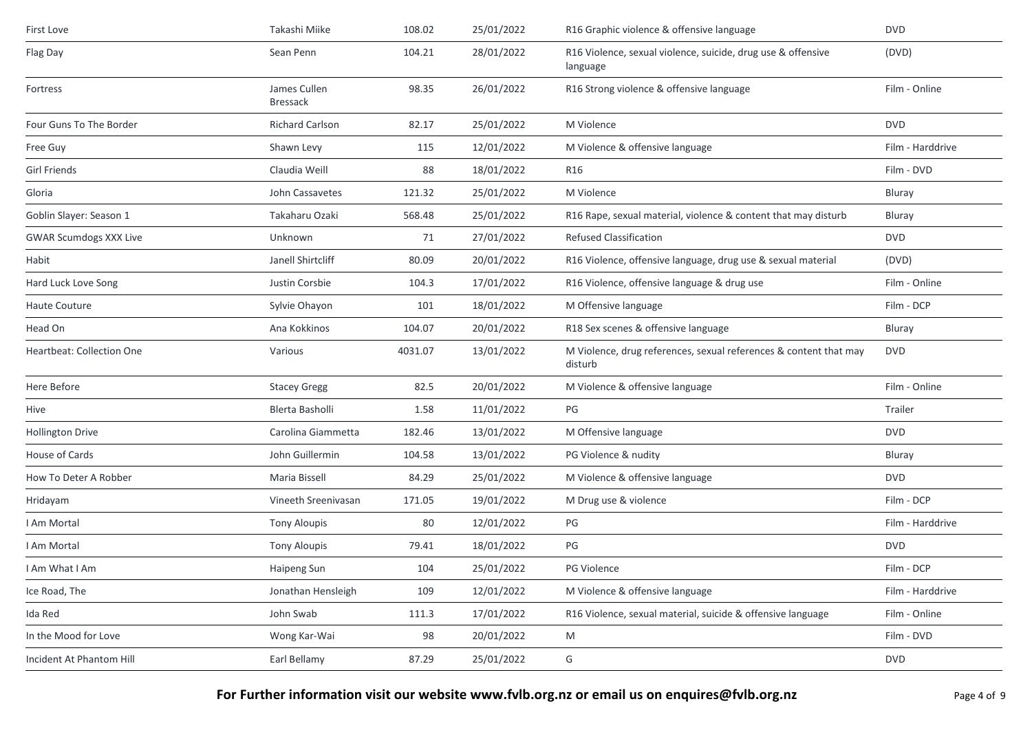| | | | | | |
|---|---|---|---|---|---|
| First Love | Takashi Miike | 108.02 | 25/01/2022 | R16 Graphic violence & offensive language | DVD |
| Flag Day | Sean Penn | 104.21 | 28/01/2022 | R16 Violence, sexual violence, suicide, drug use & offensive language | (DVD) |
| Fortress | James Cullen Bressack | 98.35 | 26/01/2022 | R16 Strong violence & offensive language | Film - Online |
| Four Guns To The Border | Richard Carlson | 82.17 | 25/01/2022 | M Violence | DVD |
| Free Guy | Shawn Levy | 115 | 12/01/2022 | M Violence & offensive language | Film - Harddrive |
| Girl Friends | Claudia Weill | 88 | 18/01/2022 | R16 | Film - DVD |
| Gloria | John Cassavetes | 121.32 | 25/01/2022 | M Violence | Bluray |
| Goblin Slayer: Season 1 | Takaharu Ozaki | 568.48 | 25/01/2022 | R16 Rape, sexual material, violence & content that may disturb | Bluray |
| GWAR Scumdogs XXX Live | Unknown | 71 | 27/01/2022 | Refused Classification | DVD |
| Habit | Janell Shirtcliff | 80.09 | 20/01/2022 | R16 Violence, offensive language, drug use & sexual material | (DVD) |
| Hard Luck Love Song | Justin Corsbie | 104.3 | 17/01/2022 | R16 Violence, offensive language & drug use | Film - Online |
| Haute Couture | Sylvie Ohayon | 101 | 18/01/2022 | M Offensive language | Film - DCP |
| Head On | Ana Kokkinos | 104.07 | 20/01/2022 | R18 Sex scenes & offensive language | Bluray |
| Heartbeat: Collection One | Various | 4031.07 | 13/01/2022 | M Violence, drug references, sexual references & content that may disturb | DVD |
| Here Before | Stacey Gregg | 82.5 | 20/01/2022 | M Violence & offensive language | Film - Online |
| Hive | Blerta Basholli | 1.58 | 11/01/2022 | PG | Trailer |
| Hollington Drive | Carolina Giammetta | 182.46 | 13/01/2022 | M Offensive language | DVD |
| House of Cards | John Guillermin | 104.58 | 13/01/2022 | PG Violence & nudity | Bluray |
| How To Deter A Robber | Maria Bissell | 84.29 | 25/01/2022 | M Violence & offensive language | DVD |
| Hridayam | Vineeth Sreenivasan | 171.05 | 19/01/2022 | M Drug use & violence | Film - DCP |
| I Am Mortal | Tony Aloupis | 80 | 12/01/2022 | PG | Film - Harddrive |
| I Am Mortal | Tony Aloupis | 79.41 | 18/01/2022 | PG | DVD |
| I Am What I Am | Haipeng Sun | 104 | 25/01/2022 | PG Violence | Film - DCP |
| Ice Road, The | Jonathan Hensleigh | 109 | 12/01/2022 | M Violence & offensive language | Film - Harddrive |
| Ida Red | John Swab | 111.3 | 17/01/2022 | R16 Violence, sexual material, suicide & offensive language | Film - Online |
| In the Mood for Love | Wong Kar-Wai | 98 | 20/01/2022 | M | Film - DVD |
| Incident At Phantom Hill | Earl Bellamy | 87.29 | 25/01/2022 | G | DVD |

**For Further information visit our website www.fvlb.org.nz or email us on enquires@fvlb.org.nz**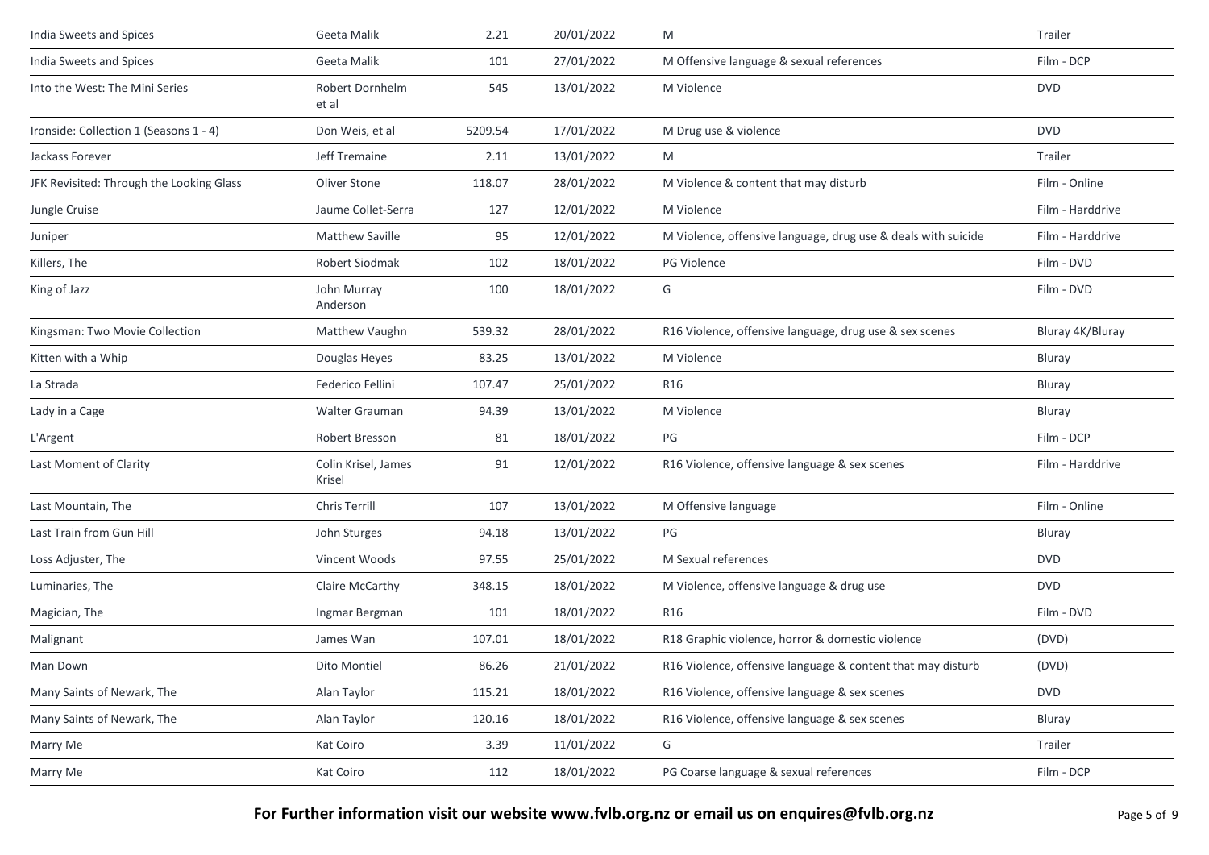| | | | | | |
|---|---|---|---|---|---|
| India Sweets and Spices | Geeta Malik | 2.21 | 20/01/2022 | M | Trailer |
| India Sweets and Spices | Geeta Malik | 101 | 27/01/2022 | M Offensive language & sexual references | Film - DCP |
| Into the West: The Mini Series | Robert Dornhelm et al | 545 | 13/01/2022 | M Violence | DVD |
| Ironside: Collection 1 (Seasons 1 - 4) | Don Weis, et al | 5209.54 | 17/01/2022 | M Drug use & violence | DVD |
| Jackass Forever | Jeff Tremaine | 2.11 | 13/01/2022 | M | Trailer |
| JFK Revisited: Through the Looking Glass | Oliver Stone | 118.07 | 28/01/2022 | M Violence & content that may disturb | Film - Online |
| Jungle Cruise | Jaume Collet-Serra | 127 | 12/01/2022 | M Violence | Film - Harddrive |
| Juniper | Matthew Saville | 95 | 12/01/2022 | M Violence, offensive language, drug use & deals with suicide | Film - Harddrive |
| Killers, The | Robert Siodmak | 102 | 18/01/2022 | PG Violence | Film - DVD |
| King of Jazz | John Murray Anderson | 100 | 18/01/2022 | G | Film - DVD |
| Kingsman: Two Movie Collection | Matthew Vaughn | 539.32 | 28/01/2022 | R16 Violence, offensive language, drug use & sex scenes | Bluray 4K/Bluray |
| Kitten with a Whip | Douglas Heyes | 83.25 | 13/01/2022 | M Violence | Bluray |
| La Strada | Federico Fellini | 107.47 | 25/01/2022 | R16 | Bluray |
| Lady in a Cage | Walter Grauman | 94.39 | 13/01/2022 | M Violence | Bluray |
| L'Argent | Robert Bresson | 81 | 18/01/2022 | PG | Film - DCP |
| Last Moment of Clarity | Colin Krisel, James Krisel | 91 | 12/01/2022 | R16 Violence, offensive language & sex scenes | Film - Harddrive |
| Last Mountain, The | Chris Terrill | 107 | 13/01/2022 | M Offensive language | Film - Online |
| Last Train from Gun Hill | John Sturges | 94.18 | 13/01/2022 | PG | Bluray |
| Loss Adjuster, The | Vincent Woods | 97.55 | 25/01/2022 | M Sexual references | DVD |
| Luminaries, The | Claire McCarthy | 348.15 | 18/01/2022 | M Violence, offensive language & drug use | DVD |
| Magician, The | Ingmar Bergman | 101 | 18/01/2022 | R16 | Film - DVD |
| Malignant | James Wan | 107.01 | 18/01/2022 | R18 Graphic violence, horror & domestic violence | (DVD) |
| Man Down | Dito Montiel | 86.26 | 21/01/2022 | R16 Violence, offensive language & content that may disturb | (DVD) |
| Many Saints of Newark, The | Alan Taylor | 115.21 | 18/01/2022 | R16 Violence, offensive language & sex scenes | DVD |
| Many Saints of Newark, The | Alan Taylor | 120.16 | 18/01/2022 | R16 Violence, offensive language & sex scenes | Bluray |
| Marry Me | Kat Coiro | 3.39 | 11/01/2022 | G | Trailer |
| Marry Me | Kat Coiro | 112 | 18/01/2022 | PG Coarse language & sexual references | Film - DCP |

**For Further information visit our website www.fvlb.org.nz or email us on enquires@fvlb.org.nz**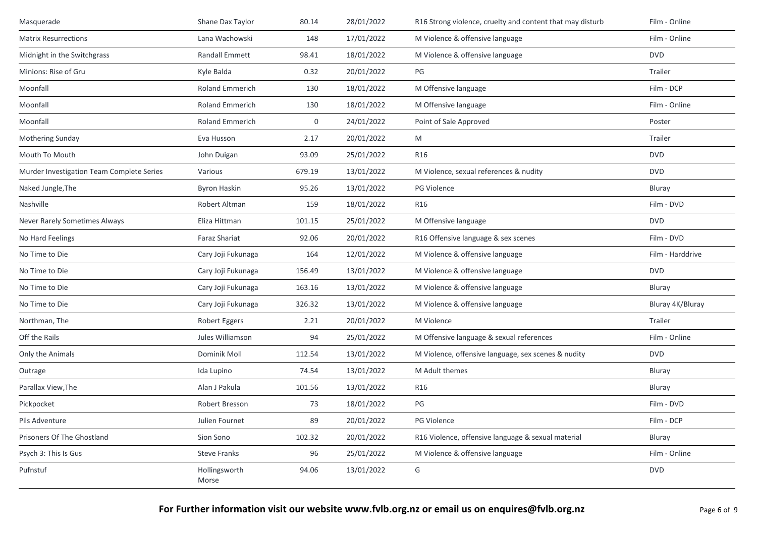| | | | | | |
|---|---|---|---|---|---|
| Masquerade | Shane Dax Taylor | 80.14 | 28/01/2022 | R16 Strong violence, cruelty and content that may disturb | Film - Online |
| Matrix Resurrections | Lana Wachowski | 148 | 17/01/2022 | M Violence & offensive language | Film - Online |
| Midnight in the Switchgrass | Randall Emmett | 98.41 | 18/01/2022 | M Violence & offensive language | DVD |
| Minions: Rise of Gru | Kyle Balda | 0.32 | 20/01/2022 | PG | Trailer |
| Moonfall | Roland Emmerich | 130 | 18/01/2022 | M Offensive language | Film - DCP |
| Moonfall | Roland Emmerich | 130 | 18/01/2022 | M Offensive language | Film - Online |
| Moonfall | Roland Emmerich | 0 | 24/01/2022 | Point of Sale Approved | Poster |
| Mothering Sunday | Eva Husson | 2.17 | 20/01/2022 | M | Trailer |
| Mouth To Mouth | John Duigan | 93.09 | 25/01/2022 | R16 | DVD |
| Murder Investigation Team Complete Series | Various | 679.19 | 13/01/2022 | M Violence, sexual references & nudity | DVD |
| Naked Jungle,The | Byron Haskin | 95.26 | 13/01/2022 | PG Violence | Bluray |
| Nashville | Robert Altman | 159 | 18/01/2022 | R16 | Film - DVD |
| Never Rarely Sometimes Always | Eliza Hittman | 101.15 | 25/01/2022 | M Offensive language | DVD |
| No Hard Feelings | Faraz Shariat | 92.06 | 20/01/2022 | R16 Offensive language & sex scenes | Film - DVD |
| No Time to Die | Cary Joji Fukunaga | 164 | 12/01/2022 | M Violence & offensive language | Film - Harddrive |
| No Time to Die | Cary Joji Fukunaga | 156.49 | 13/01/2022 | M Violence & offensive language | DVD |
| No Time to Die | Cary Joji Fukunaga | 163.16 | 13/01/2022 | M Violence & offensive language | Bluray |
| No Time to Die | Cary Joji Fukunaga | 326.32 | 13/01/2022 | M Violence & offensive language | Bluray 4K/Bluray |
| Northman, The | Robert Eggers | 2.21 | 20/01/2022 | M Violence | Trailer |
| Off the Rails | Jules Williamson | 94 | 25/01/2022 | M Offensive language & sexual references | Film - Online |
| Only the Animals | Dominik Moll | 112.54 | 13/01/2022 | M Violence, offensive language, sex scenes & nudity | DVD |
| Outrage | Ida Lupino | 74.54 | 13/01/2022 | M Adult themes | Bluray |
| Parallax View,The | Alan J Pakula | 101.56 | 13/01/2022 | R16 | Bluray |
| Pickpocket | Robert Bresson | 73 | 18/01/2022 | PG | Film - DVD |
| Pils Adventure | Julien Fournet | 89 | 20/01/2022 | PG Violence | Film - DCP |
| Prisoners Of The Ghostland | Sion Sono | 102.32 | 20/01/2022 | R16 Violence, offensive language & sexual material | Bluray |
| Psych 3: This Is Gus | Steve Franks | 96 | 25/01/2022 | M Violence & offensive language | Film - Online |
| Pufnstuf | Hollingsworth Morse | 94.06 | 13/01/2022 | G | DVD |

**For Further information visit our website www.fvlb.org.nz or email us on enquires@fvlb.org.nz**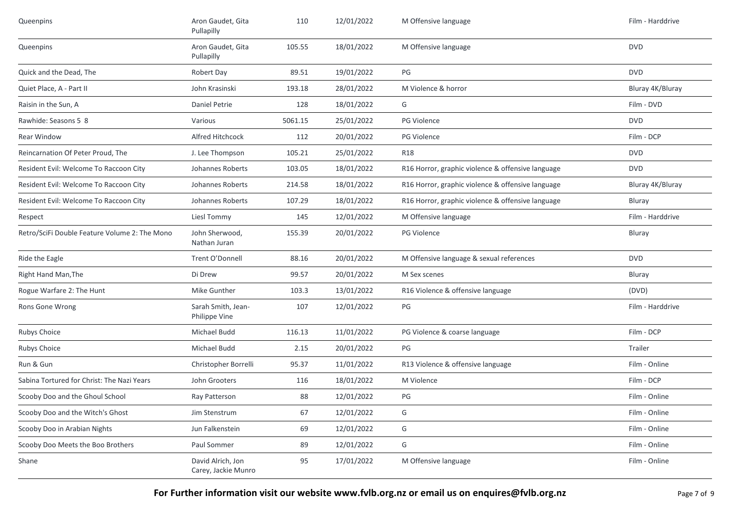| | | | | | |
|---|---|---|---|---|---|
| Queenpins | Aron Gaudet, Gita Pullapilly | 110 | 12/01/2022 | M Offensive language | Film - Harddrive |
| Queenpins | Aron Gaudet, Gita Pullapilly | 105.55 | 18/01/2022 | M Offensive language | DVD |
| Quick and the Dead, The | Robert Day | 89.51 | 19/01/2022 | PG | DVD |
| Quiet Place, A - Part II | John Krasinski | 193.18 | 28/01/2022 | M Violence & horror | Bluray 4K/Bluray |
| Raisin in the Sun, A | Daniel Petrie | 128 | 18/01/2022 | G | Film - DVD |
| Rawhide: Seasons 5 8 | Various | 5061.15 | 25/01/2022 | PG Violence | DVD |
| Rear Window | Alfred Hitchcock | 112 | 20/01/2022 | PG Violence | Film - DCP |
| Reincarnation Of Peter Proud, The | J. Lee Thompson | 105.21 | 25/01/2022 | R18 | DVD |
| Resident Evil: Welcome To Raccoon City | Johannes Roberts | 103.05 | 18/01/2022 | R16 Horror, graphic violence & offensive language | DVD |
| Resident Evil: Welcome To Raccoon City | Johannes Roberts | 214.58 | 18/01/2022 | R16 Horror, graphic violence & offensive language | Bluray 4K/Bluray |
| Resident Evil: Welcome To Raccoon City | Johannes Roberts | 107.29 | 18/01/2022 | R16 Horror, graphic violence & offensive language | Bluray |
| Respect | Liesl Tommy | 145 | 12/01/2022 | M Offensive language | Film - Harddrive |
| Retro/SciFi Double Feature Volume 2: The Mono | John Sherwood, Nathan Juran | 155.39 | 20/01/2022 | PG Violence | Bluray |
| Ride the Eagle | Trent O'Donnell | 88.16 | 20/01/2022 | M Offensive language & sexual references | DVD |
| Right Hand Man,The | Di Drew | 99.57 | 20/01/2022 | M Sex scenes | Bluray |
| Rogue Warfare 2: The Hunt | Mike Gunther | 103.3 | 13/01/2022 | R16 Violence & offensive language | (DVD) |
| Rons Gone Wrong | Sarah Smith, Jean-Philippe Vine | 107 | 12/01/2022 | PG | Film - Harddrive |
| Rubys Choice | Michael Budd | 116.13 | 11/01/2022 | PG Violence & coarse language | Film - DCP |
| Rubys Choice | Michael Budd | 2.15 | 20/01/2022 | PG | Trailer |
| Run & Gun | Christopher Borrelli | 95.37 | 11/01/2022 | R13 Violence & offensive language | Film - Online |
| Sabina Tortured for Christ: The Nazi Years | John Grooters | 116 | 18/01/2022 | M Violence | Film - DCP |
| Scooby Doo and the Ghoul School | Ray Patterson | 88 | 12/01/2022 | PG | Film - Online |
| Scooby Doo and the Witch's Ghost | Jim Stenstrum | 67 | 12/01/2022 | G | Film - Online |
| Scooby Doo in Arabian Nights | Jun Falkenstein | 69 | 12/01/2022 | G | Film - Online |
| Scooby Doo Meets the Boo Brothers | Paul Sommer | 89 | 12/01/2022 | G | Film - Online |
| Shane | David Alrich, Jon Carey, Jackie Munro | 95 | 17/01/2022 | M Offensive language | Film - Online |

**For Further information visit our website www.fvlb.org.nz or email us on enquires@fvlb.org.nz**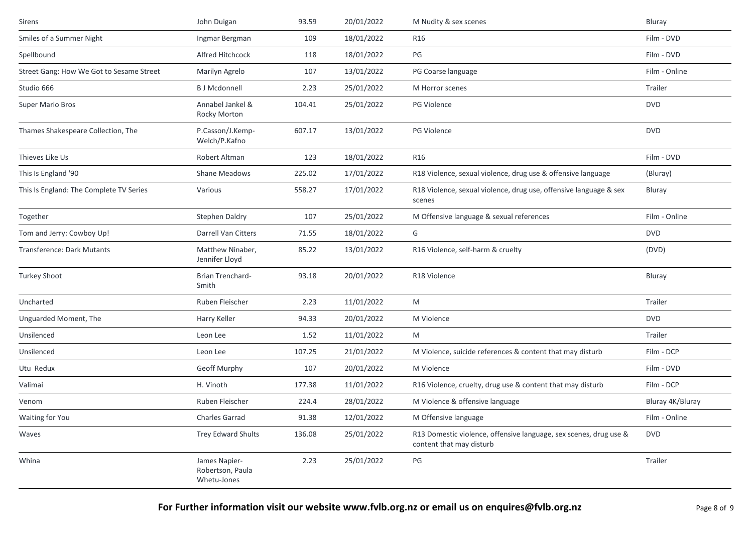| | | | | | |
|---|---|---|---|---|---|
| Sirens | John Duigan | 93.59 | 20/01/2022 | M Nudity & sex scenes | Bluray |
| Smiles of a Summer Night | Ingmar Bergman | 109 | 18/01/2022 | R16 | Film - DVD |
| Spellbound | Alfred Hitchcock | 118 | 18/01/2022 | PG | Film - DVD |
| Street Gang: How We Got to Sesame Street | Marilyn Agrelo | 107 | 13/01/2022 | PG Coarse language | Film - Online |
| Studio 666 | B J Mcdonnell | 2.23 | 25/01/2022 | M Horror scenes | Trailer |
| Super Mario Bros | Annabel Jankel & Rocky Morton | 104.41 | 25/01/2022 | PG Violence | DVD |
| Thames Shakespeare Collection, The | P.Casson/J.Kemp-Welch/P.Kafno | 607.17 | 13/01/2022 | PG Violence | DVD |
| Thieves Like Us | Robert Altman | 123 | 18/01/2022 | R16 | Film - DVD |
| This Is England '90 | Shane Meadows | 225.02 | 17/01/2022 | R18 Violence, sexual violence, drug use & offensive language | (Bluray) |
| This Is England: The Complete TV Series | Various | 558.27 | 17/01/2022 | R18 Violence, sexual violence, drug use, offensive language & sex scenes | Bluray |
| Together | Stephen Daldry | 107 | 25/01/2022 | M Offensive language & sexual references | Film - Online |
| Tom and Jerry: Cowboy Up! | Darrell Van Citters | 71.55 | 18/01/2022 | G | DVD |
| Transference: Dark Mutants | Matthew Ninaber, Jennifer Lloyd | 85.22 | 13/01/2022 | R16 Violence, self-harm & cruelty | (DVD) |
| Turkey Shoot | Brian Trenchard-Smith | 93.18 | 20/01/2022 | R18 Violence | Bluray |
| Uncharted | Ruben Fleischer | 2.23 | 11/01/2022 | M | Trailer |
| Unguarded Moment, The | Harry Keller | 94.33 | 20/01/2022 | M Violence | DVD |
| Unsilenced | Leon Lee | 1.52 | 11/01/2022 | M | Trailer |
| Unsilenced | Leon Lee | 107.25 | 21/01/2022 | M Violence, suicide references & content that may disturb | Film - DCP |
| Utu Redux | Geoff Murphy | 107 | 20/01/2022 | M Violence | Film - DVD |
| Valimai | H. Vinoth | 177.38 | 11/01/2022 | R16 Violence, cruelty, drug use & content that may disturb | Film - DCP |
| Venom | Ruben Fleischer | 224.4 | 28/01/2022 | M Violence & offensive language | Bluray 4K/Bluray |
| Waiting for You | Charles Garrad | 91.38 | 12/01/2022 | M Offensive language | Film - Online |
| Waves | Trey Edward Shults | 136.08 | 25/01/2022 | R13 Domestic violence, offensive language, sex scenes, drug use & content that may disturb | DVD |
| Whina | James Napier-Robertson, Paula Whetu-Jones | 2.23 | 25/01/2022 | PG | Trailer |

**For Further information visit our website www.fvlb.org.nz or email us on enquires@fvlb.org.nz**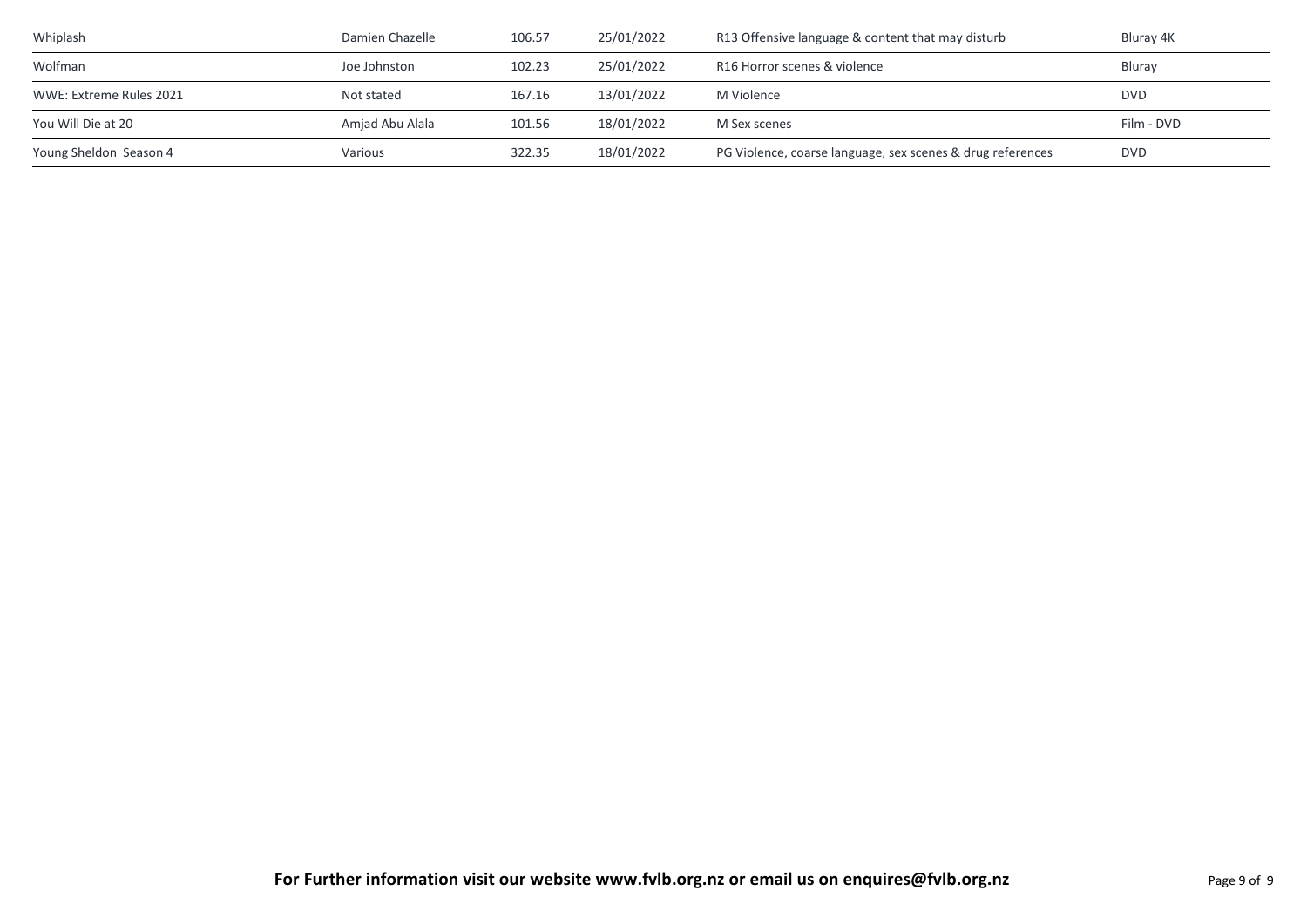| | | | | | |
|---|---|---|---|---|---|
| Whiplash | Damien Chazelle | 106.57 | 25/01/2022 | R13 Offensive language & content that may disturb | Bluray 4K |
| Wolfman | Joe Johnston | 102.23 | 25/01/2022 | R16 Horror scenes & violence | Bluray |
| WWE: Extreme Rules 2021 | Not stated | 167.16 | 13/01/2022 | M Violence | DVD |
| You Will Die at 20 | Amjad Abu Alala | 101.56 | 18/01/2022 | M Sex scenes | Film - DVD |
| Young Sheldon Season 4 | Various | 322.35 | 18/01/2022 | PG Violence, coarse language, sex scenes & drug references | DVD |

**For Further information visit our website www.fvlb.org.nz or email us on enquires@fvlb.org.nz**